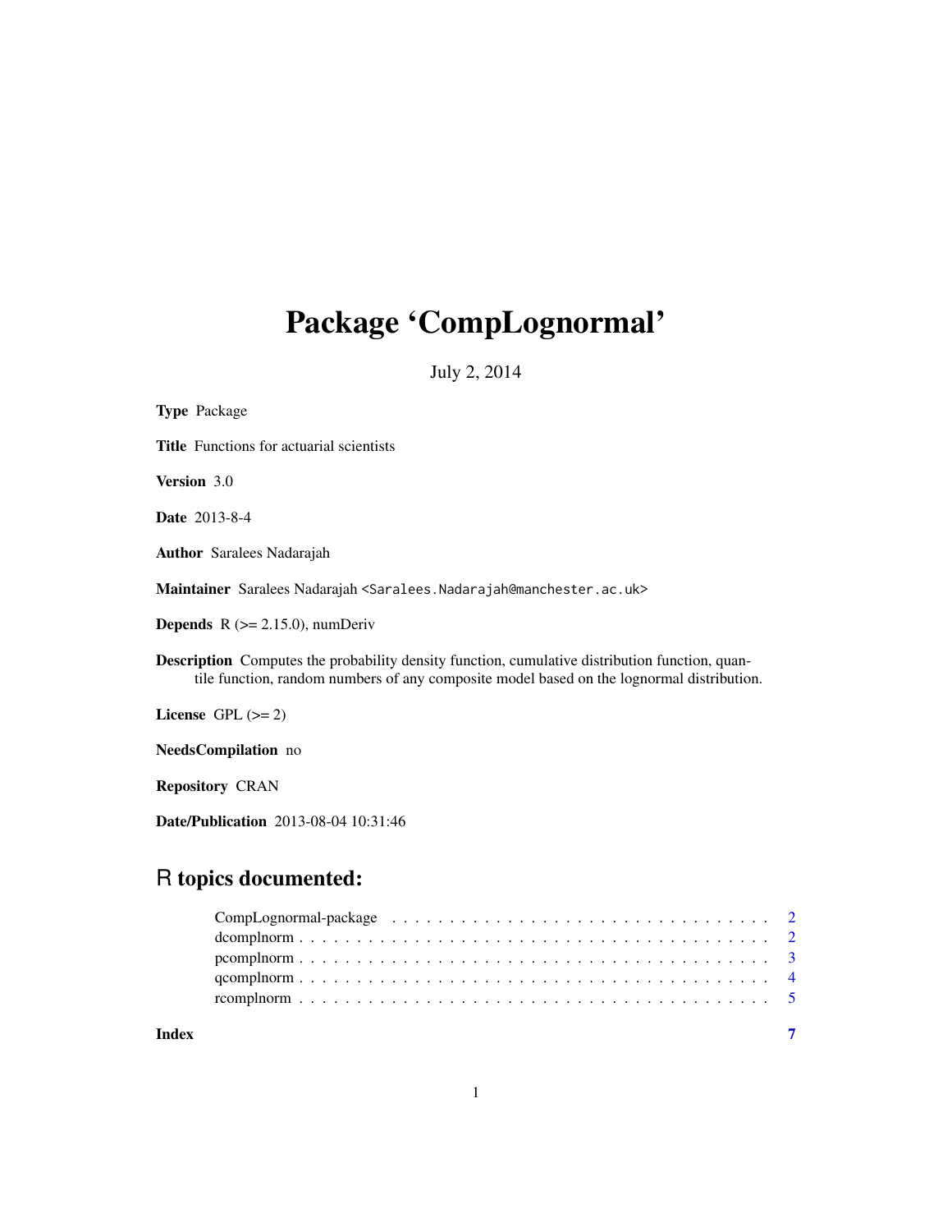# Package 'CompLognormal'

July 2, 2014

**Type** Package

**Title** Functions for actuarial scientists

**Version** 3.0

**Date** 2013-8-4

**Author** Saralees Nadarajah

**Maintainer** Saralees Nadarajah <Saralees.Nadarajah@manchester.ac.uk>

**Depends** R (>= 2.15.0), numDeriv

**Description** Computes the probability density function, cumulative distribution function, quantile function, random numbers of any composite model based on the lognormal distribution.

**License** GPL (>= 2)

**NeedsCompilation** no

**Repository** CRAN

**Date/Publication** 2013-08-04 10:31:46

## R topics documented:

- CompLognormal-package . . . . . . . . . . . . . . . . . . . . . . . . . . . . . . . . . 2
- dcomplnorm . . . . . . . . . . . . . . . . . . . . . . . . . . . . . . . . . . . . . . . 2
- pcomplnorm . . . . . . . . . . . . . . . . . . . . . . . . . . . . . . . . . . . . . . . 3
- qcomplnorm . . . . . . . . . . . . . . . . . . . . . . . . . . . . . . . . . . . . . . . 4
- rcomplnorm . . . . . . . . . . . . . . . . . . . . . . . . . . . . . . . . . . . . . . . 5

**Index** **7**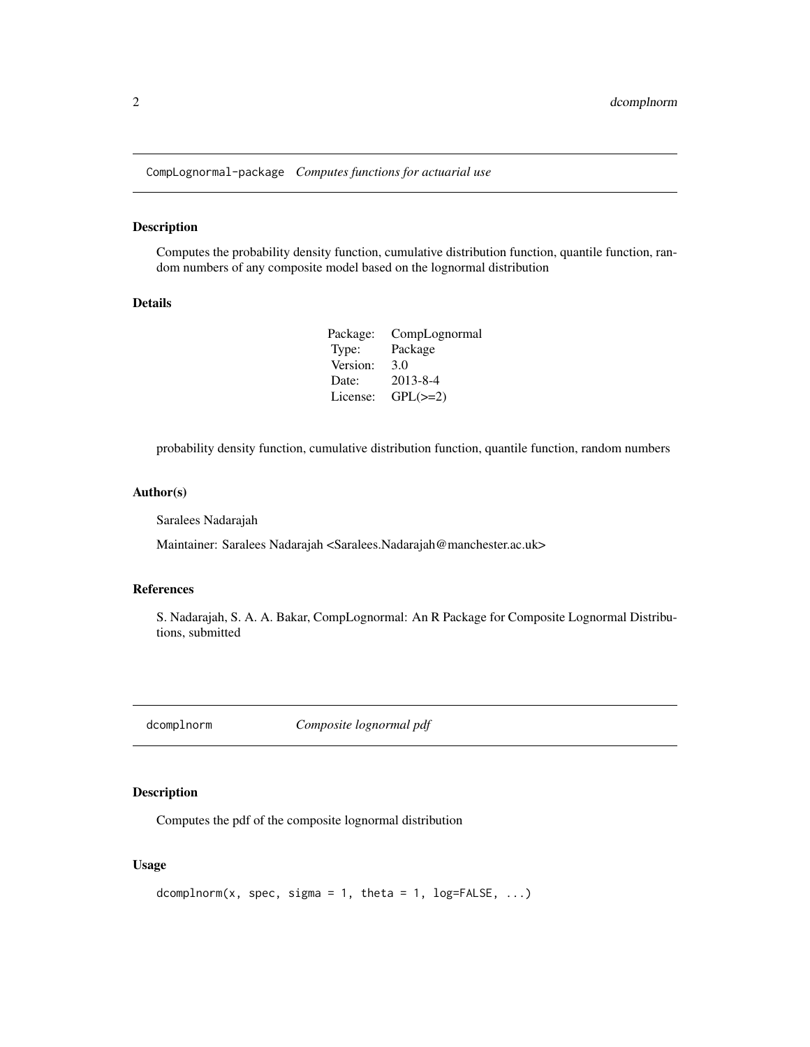## CompLognormal-package *Computes functions for actuarial use*

### Description

Computes the probability density function, cumulative distribution function, quantile function, random numbers of any composite model based on the lognormal distribution

### Details

| | |
|---|---|
| Package: | CompLognormal |
| Type: | Package |
| Version: | 3.0 |
| Date: | 2013-8-4 |
| License: | GPL(>=2) |

probability density function, cumulative distribution function, quantile function, random numbers

### Author(s)

Saralees Nadarajah

Maintainer: Saralees Nadarajah <Saralees.Nadarajah@manchester.ac.uk>

### References

S. Nadarajah, S. A. A. Bakar, CompLognormal: An R Package for Composite Lognormal Distributions, submitted

## dcomplnorm *Composite lognormal pdf*

### Description

Computes the pdf of the composite lognormal distribution

### Usage

```
dcomplnorm(x, spec, sigma = 1, theta = 1, log=FALSE, ...)
```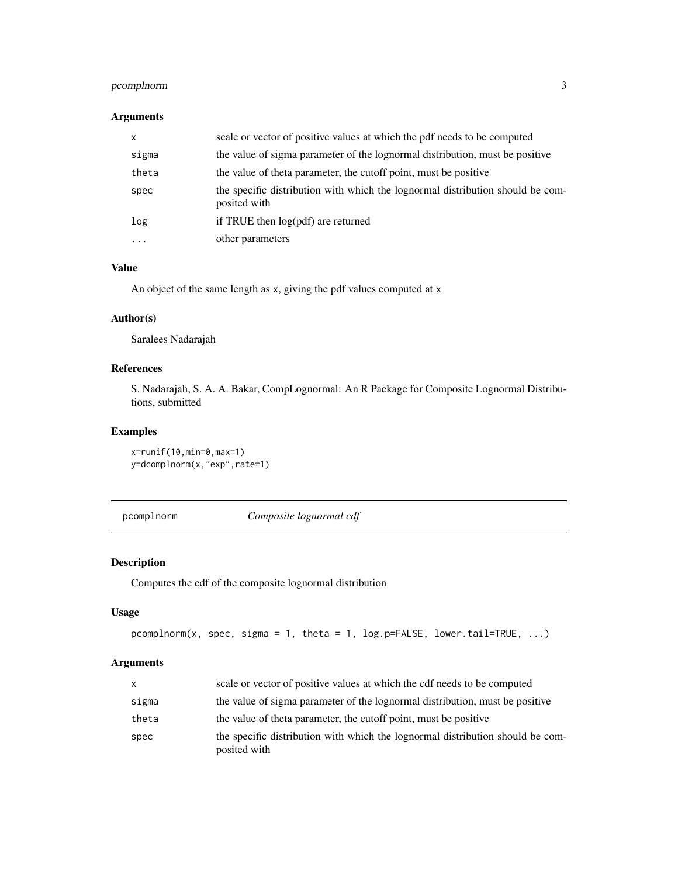### Arguments

| | |
|---|---|
| x | scale or vector of positive values at which the pdf needs to be computed |
| sigma | the value of sigma parameter of the lognormal distribution, must be positive |
| theta | the value of theta parameter, the cutoff point, must be positive |
| spec | the specific distribution with which the lognormal distribution should be composited with |
| log | if TRUE then log(pdf) are returned |
| ... | other parameters |

### Value

An object of the same length as x, giving the pdf values computed at x

### Author(s)

Saralees Nadarajah

### References

S. Nadarajah, S. A. A. Bakar, CompLognormal: An R Package for Composite Lognormal Distributions, submitted

### Examples

```
x=runif(10,min=0,max=1)
y=dcomplnorm(x,"exp",rate=1)
```

## pcomplnorm *Composite lognormal cdf*

### Description

Computes the cdf of the composite lognormal distribution

### Usage

```
pcomplnorm(x, spec, sigma = 1, theta = 1, log.p=FALSE, lower.tail=TRUE, ...)
```

### Arguments

| | |
|---|---|
| x | scale or vector of positive values at which the cdf needs to be computed |
| sigma | the value of sigma parameter of the lognormal distribution, must be positive |
| theta | the value of theta parameter, the cutoff point, must be positive |
| spec | the specific distribution with which the lognormal distribution should be composited with |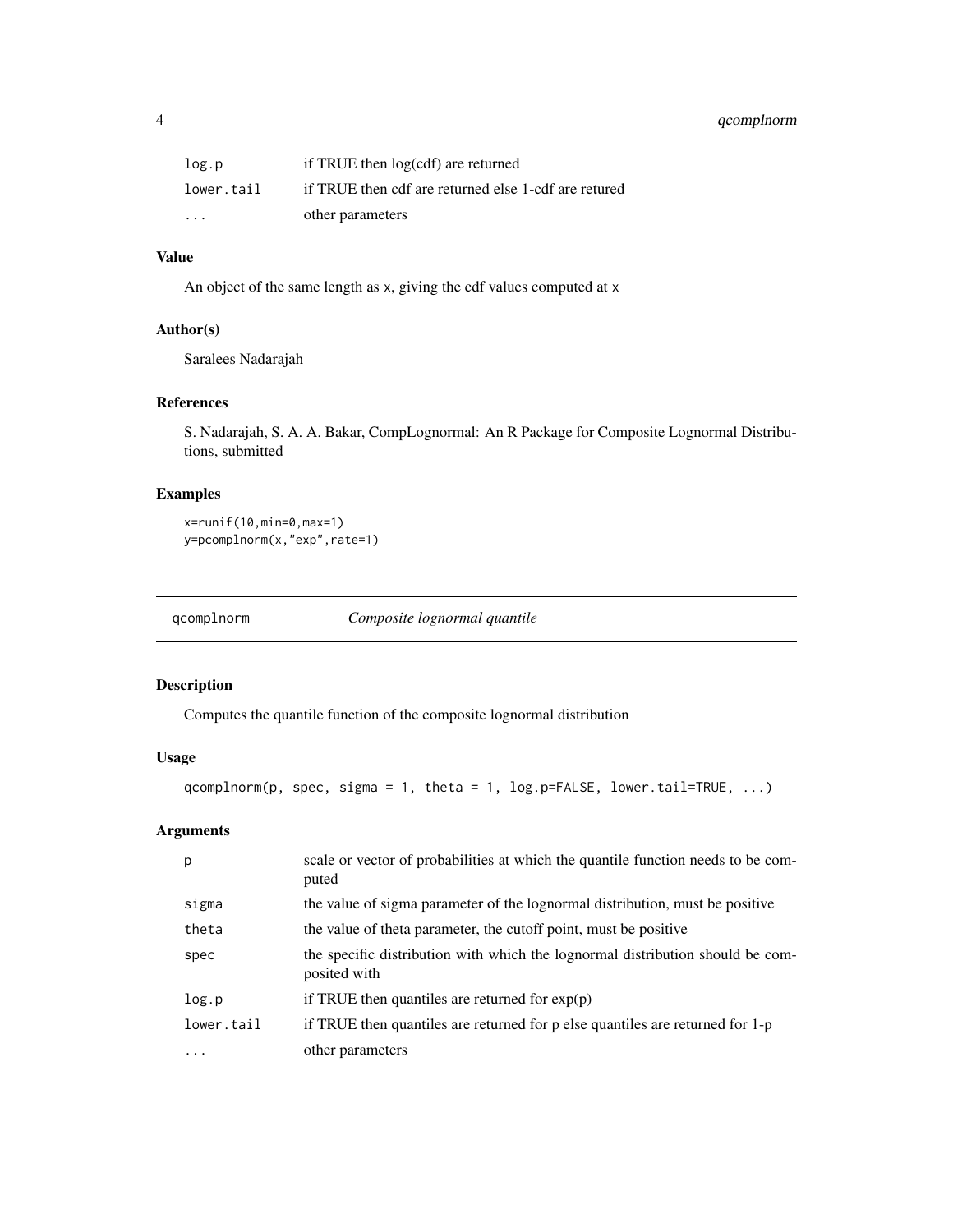| | |
|---|---|
| log.p | if TRUE then log(cdf) are returned |
| lower.tail | if TRUE then cdf are returned else 1-cdf are retured |
| ... | other parameters |

### Value

An object of the same length as x, giving the cdf values computed at x

### Author(s)

Saralees Nadarajah

### References

S. Nadarajah, S. A. A. Bakar, CompLognormal: An R Package for Composite Lognormal Distributions, submitted

### Examples

```
x=runif(10,min=0,max=1)
y=pcomplnorm(x,"exp",rate=1)
```

---

## qcomplnorm *Composite lognormal quantile*

---

### Description

Computes the quantile function of the composite lognormal distribution

### Usage

```
qcomplnorm(p, spec, sigma = 1, theta = 1, log.p=FALSE, lower.tail=TRUE, ...)
```

### Arguments

| | |
|---|---|
| p | scale or vector of probabilities at which the quantile function needs to be computed |
| sigma | the value of sigma parameter of the lognormal distribution, must be positive |
| theta | the value of theta parameter, the cutoff point, must be positive |
| spec | the specific distribution with which the lognormal distribution should be composited with |
| log.p | if TRUE then quantiles are returned for exp(p) |
| lower.tail | if TRUE then quantiles are returned for p else quantiles are returned for 1-p |
| ... | other parameters |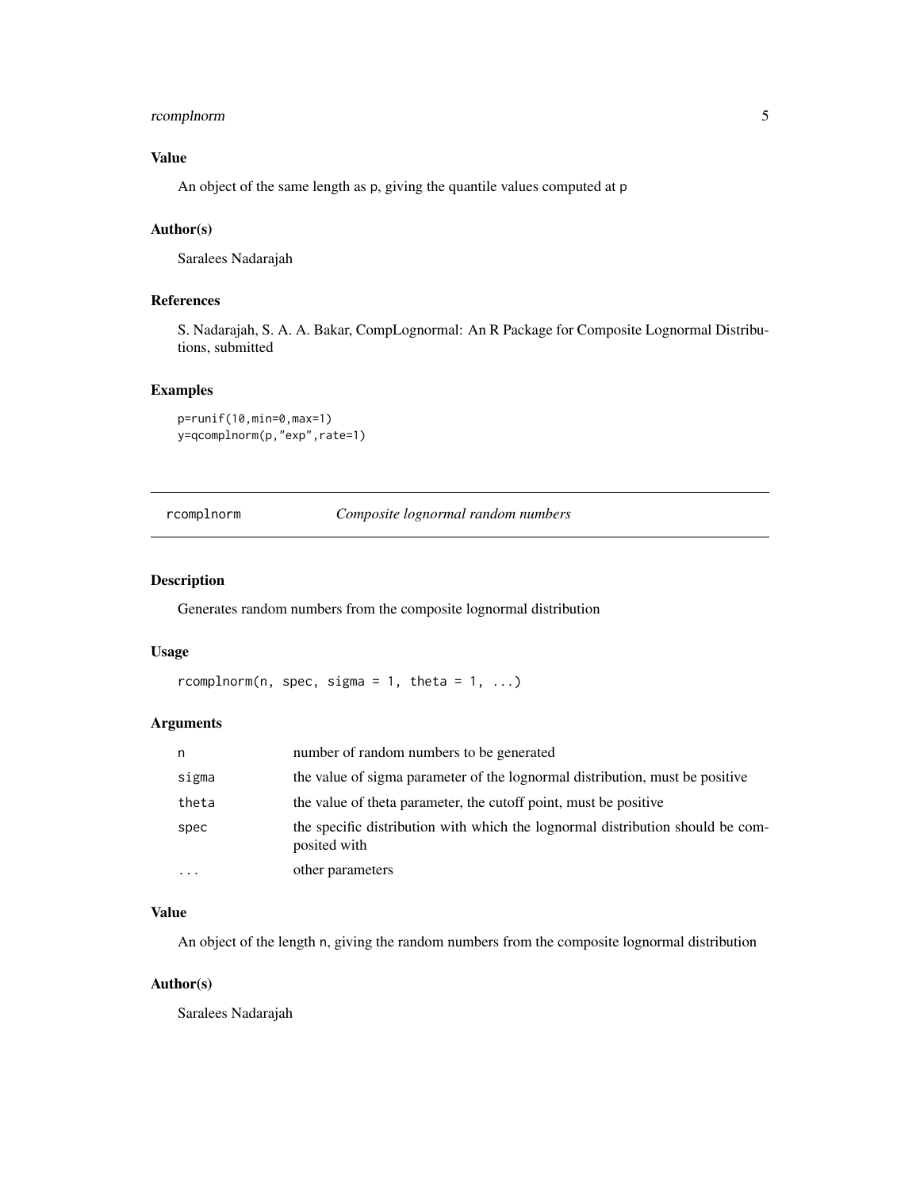### Value

An object of the same length as p, giving the quantile values computed at p

### Author(s)

Saralees Nadarajah

### References

S. Nadarajah, S. A. A. Bakar, CompLognormal: An R Package for Composite Lognormal Distributions, submitted

### Examples

```
p=runif(10,min=0,max=1)
y=qcomplnorm(p,"exp",rate=1)
```

---

## rcomplnorm *Composite lognormal random numbers*

---

### Description

Generates random numbers from the composite lognormal distribution

### Usage

```
rcomplnorm(n, spec, sigma = 1, theta = 1, ...)
```

### Arguments

| | |
|---|---|
| n | number of random numbers to be generated |
| sigma | the value of sigma parameter of the lognormal distribution, must be positive |
| theta | the value of theta parameter, the cutoff point, must be positive |
| spec | the specific distribution with which the lognormal distribution should be composited with |
| ... | other parameters |

### Value

An object of the length n, giving the random numbers from the composite lognormal distribution

### Author(s)

Saralees Nadarajah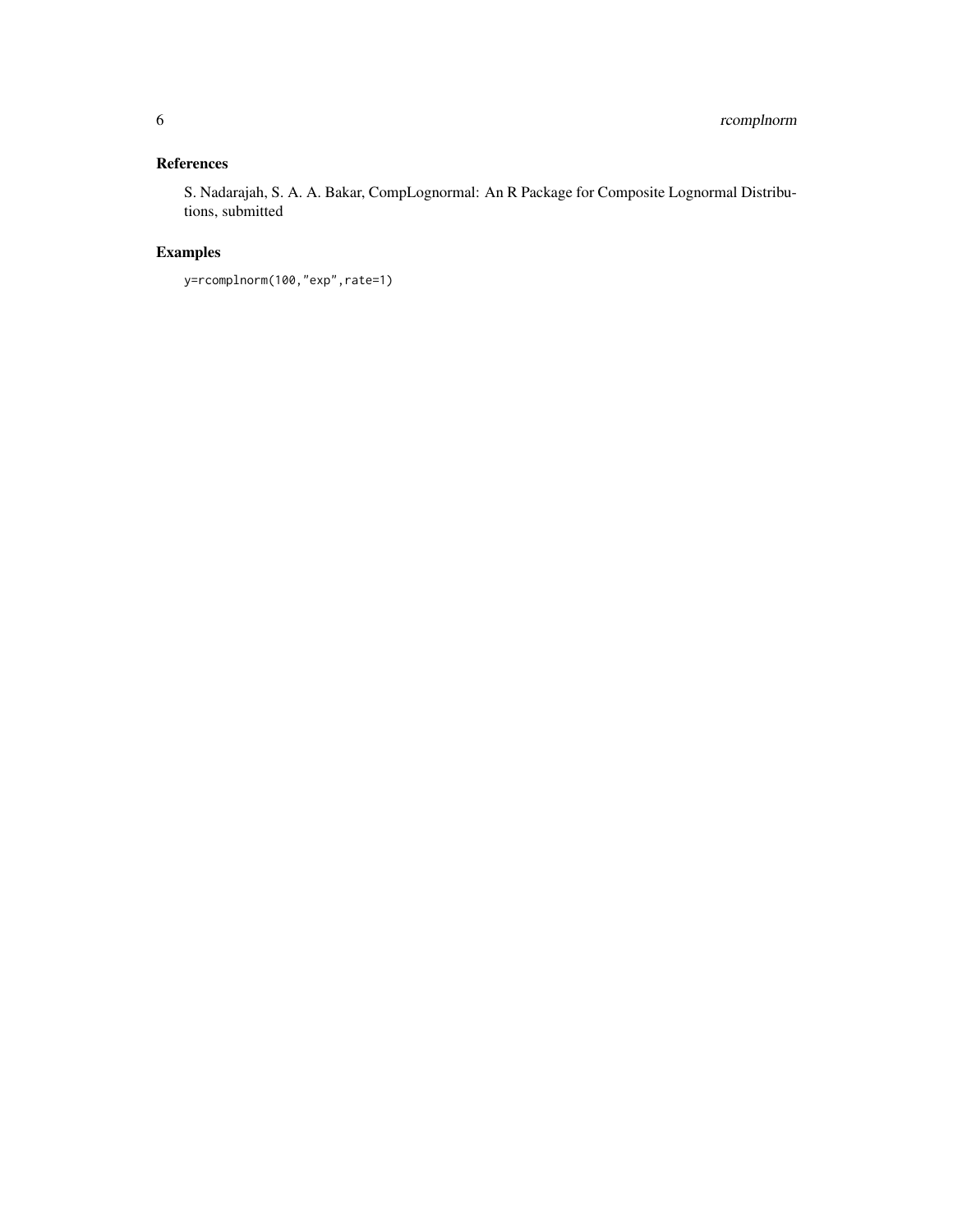## References

S. Nadarajah, S. A. A. Bakar, CompLognormal: An R Package for Composite Lognormal Distributions, submitted

## Examples

```
y=rcomplnorm(100,"exp",rate=1)
```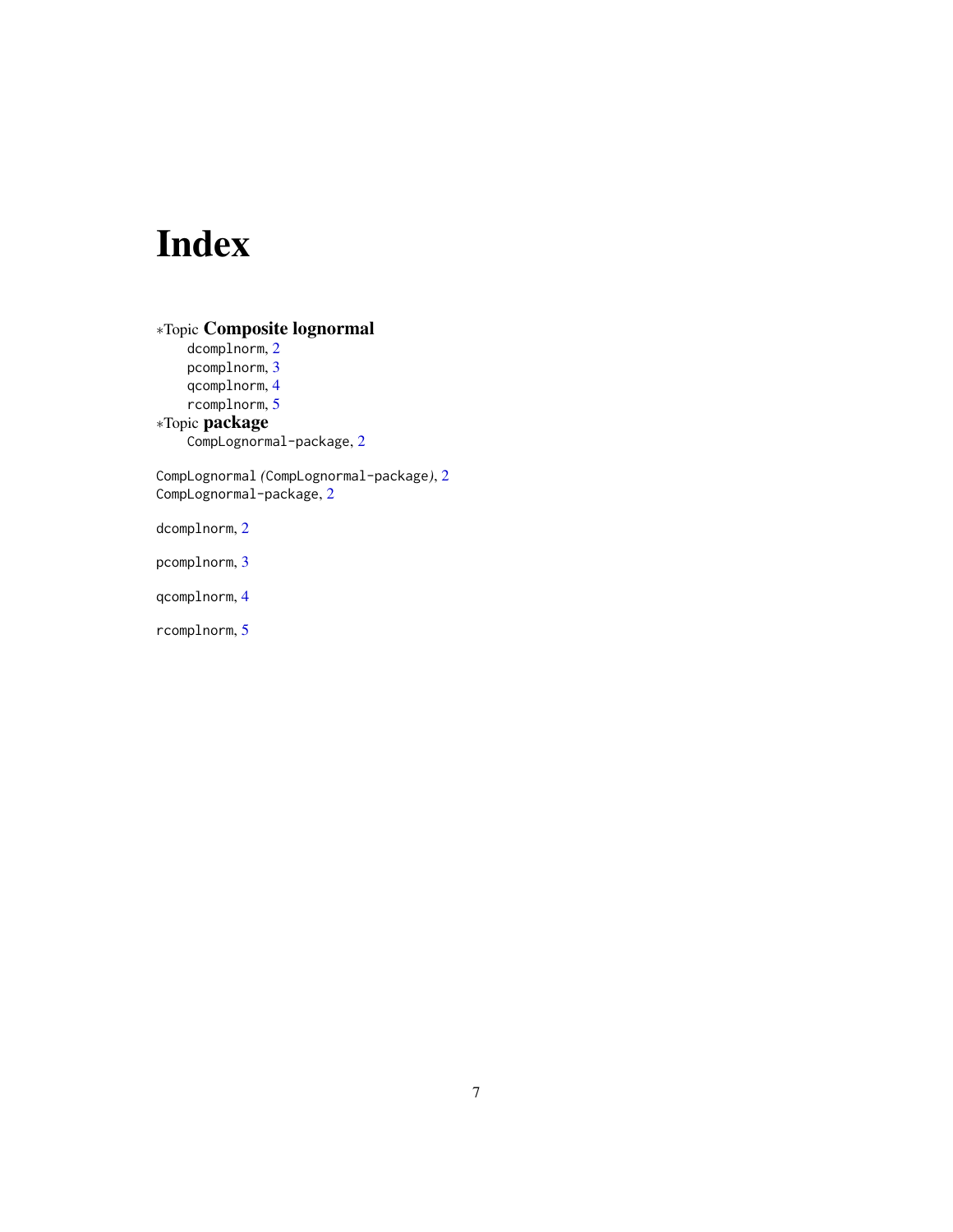# Index

*Topic **Composite lognormal**
    dcomplnorm, 2
    pcomplnorm, 3
    qcomplnorm, 4
    rcomplnorm, 5
*Topic **package**
    CompLognormal-package, 2

CompLognormal *(*CompLognormal-package*)*, 2
CompLognormal-package, 2

dcomplnorm, 2

pcomplnorm, 3

qcomplnorm, 4

rcomplnorm, 5